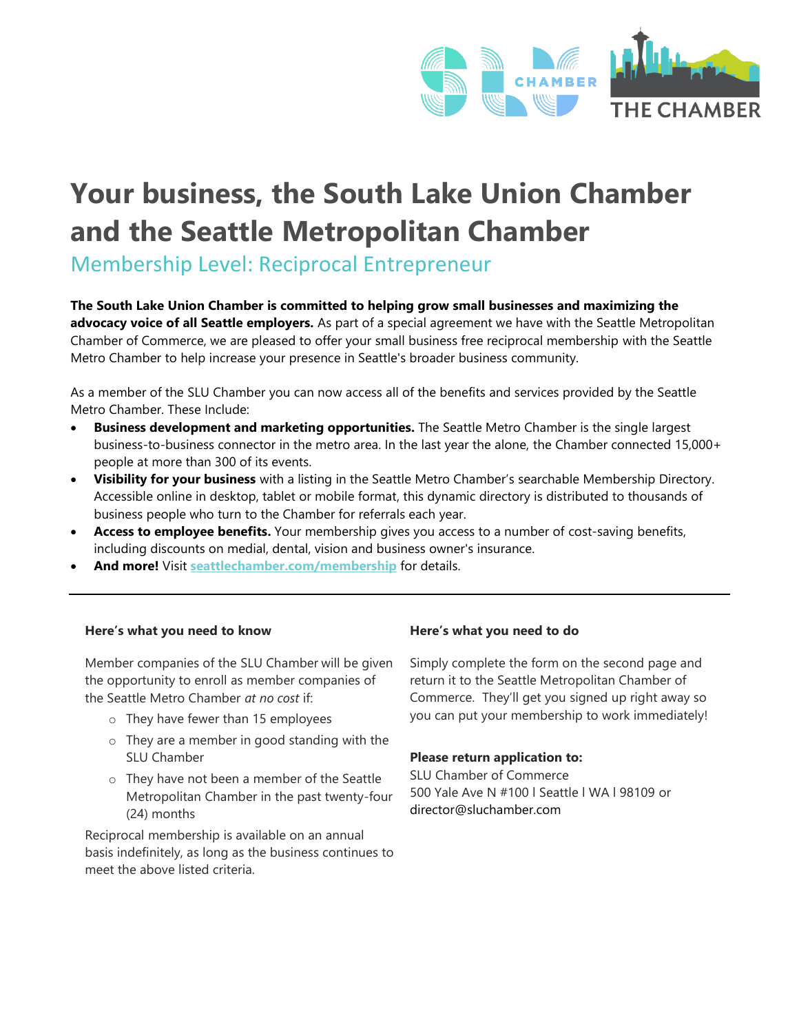# Your business, the South Lake Union Chamber and the Seattle Metropolitan Chamber

## Membership Level: Reciprocal Entrepreneur

**The South Lake Union Chamber is committed to helping grow small businesses and maximizing the advocacy voice of all Seattle employers.** As part of a special agreement we have with the Seattle Metropolitan Chamber of Commerce, we are pleased to offer your small business free reciprocal membership with the Seattle Metro Chamber to help increase your presence in Seattle's broader business community.

As a member of the SLU Chamber you can now access all of the benefits and services provided by the Seattle Metro Chamber. These Include:

- **Business development and marketing opportunities.** The Seattle Metro Chamber is the single largest business-to-business connector in the metro area. In the last year the alone, the Chamber connected 15,000+ people at more than 300 of its events.
- **Visibility for your business** with a listing in the Seattle Metro Chamber's searchable Membership Directory. Accessible online in desktop, tablet or mobile format, this dynamic directory is distributed to thousands of business people who turn to the Chamber for referrals each year.
- **Access to employee benefits.** Your membership gives you access to a number of cost-saving benefits, including discounts on medial, dental, vision and business owner's insurance.
- **And more!** Visit **seattlechamber.com/membership** for details.

---

#### Here's what you need to know

Member companies of the SLU Chamber will be given the opportunity to enroll as member companies of the Seattle Metro Chamber *at no cost* if:

- They have fewer than 15 employees
- They are a member in good standing with the SLU Chamber
- They have not been a member of the Seattle Metropolitan Chamber in the past twenty-four (24) months

Reciprocal membership is available on an annual basis indefinitely, as long as the business continues to meet the above listed criteria.

#### Here's what you need to do

Simply complete the form on the second page and return it to the Seattle Metropolitan Chamber of Commerce. They'll get you signed up right away so you can put your membership to work immediately!

**Please return application to:**
SLU Chamber of Commerce
500 Yale Ave N #100 l Seattle l WA l 98109 or
director@sluchamber.com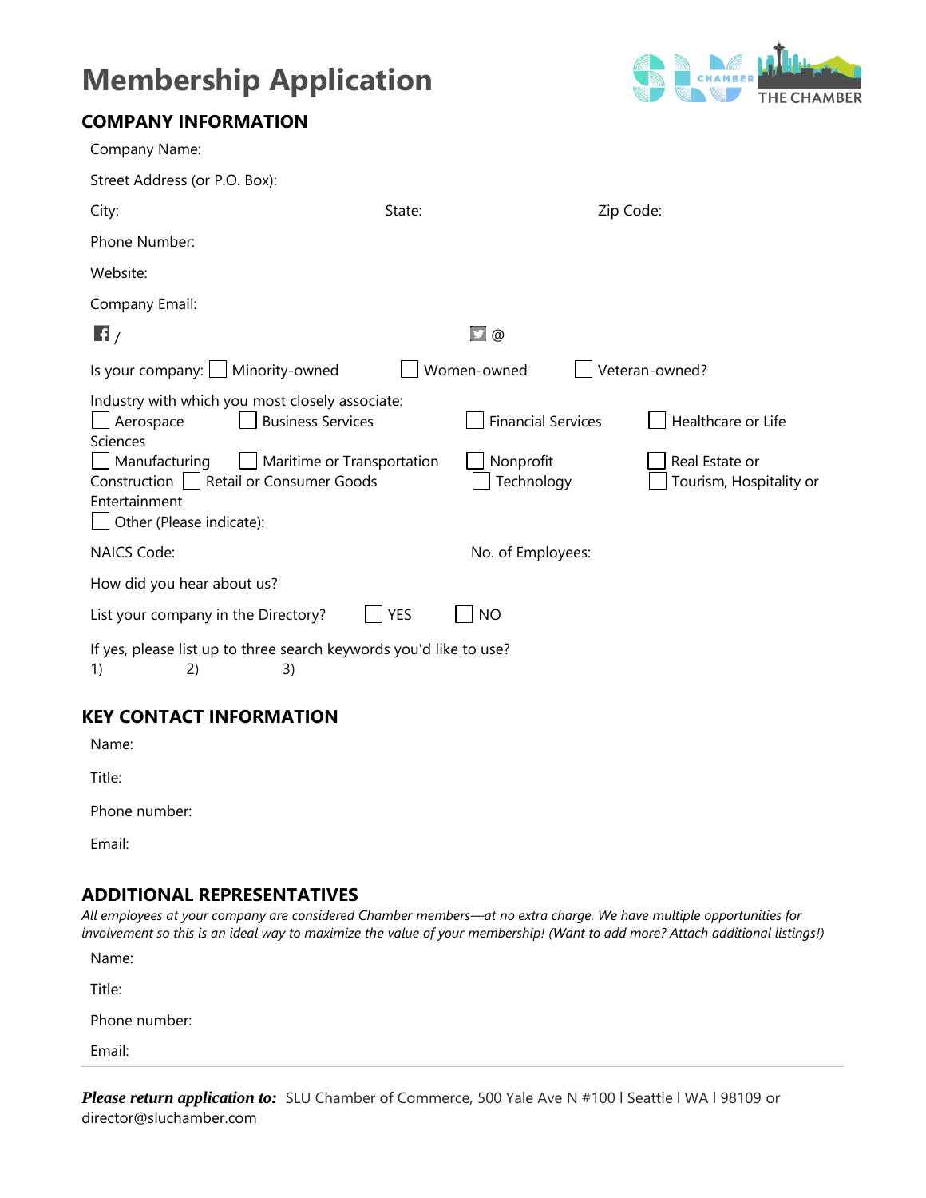# Membership Application

## COMPANY INFORMATION

Company Name:

Street Address (or P.O. Box):

City: State: Zip Code:

Phone Number:

Website:

Company Email:

/ @

Is your company: ☐ Minority-owned ☐ Women-owned ☐ Veteran-owned?

Industry with which you most closely associate:

☐ Aerospace ☐ Business Services ☐ Financial Services ☐ Healthcare or Life Sciences

☐ Manufacturing ☐ Maritime or Transportation ☐ Nonprofit ☐ Real Estate or Construction ☐ Retail or Consumer Goods ☐ Technology ☐ Tourism, Hospitality or Entertainment

☐ Other (Please indicate):

NAICS Code: No. of Employees:

How did you hear about us?

List your company in the Directory? ☐ YES ☐ NO

If yes, please list up to three search keywords you'd like to use?

1) 2) 3)

## KEY CONTACT INFORMATION

Name:

Title:

Phone number:

Email:

## ADDITIONAL REPRESENTATIVES

*All employees at your company are considered Chamber members—at no extra charge. We have multiple opportunities for involvement so this is an ideal way to maximize the value of your membership! (Want to add more? Attach additional listings!)*

Name:

Title:

Phone number:

Email:

***Please return application to:*** SLU Chamber of Commerce, 500 Yale Ave N #100 l Seattle l WA l 98109 or director@sluchamber.com